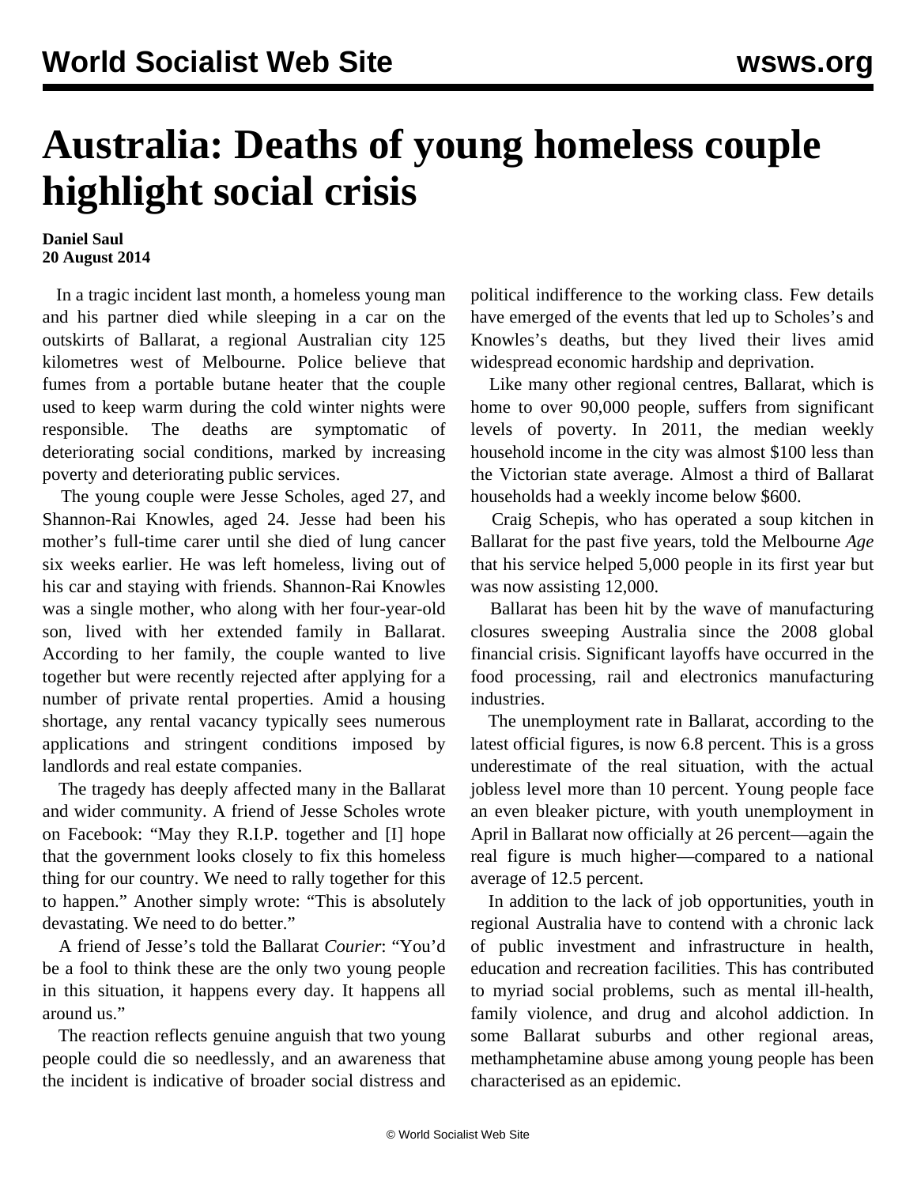# Australia: Deaths of young homeless couple highlight social crisis

**Daniel Saul**
**20 August 2014**

In a tragic incident last month, a homeless young man and his partner died while sleeping in a car on the outskirts of Ballarat, a regional Australian city 125 kilometres west of Melbourne. Police believe that fumes from a portable butane heater that the couple used to keep warm during the cold winter nights were responsible. The deaths are symptomatic of deteriorating social conditions, marked by increasing poverty and deteriorating public services.

The young couple were Jesse Scholes, aged 27, and Shannon-Rai Knowles, aged 24. Jesse had been his mother's full-time carer until she died of lung cancer six weeks earlier. He was left homeless, living out of his car and staying with friends. Shannon-Rai Knowles was a single mother, who along with her four-year-old son, lived with her extended family in Ballarat. According to her family, the couple wanted to live together but were recently rejected after applying for a number of private rental properties. Amid a housing shortage, any rental vacancy typically sees numerous applications and stringent conditions imposed by landlords and real estate companies.

The tragedy has deeply affected many in the Ballarat and wider community. A friend of Jesse Scholes wrote on Facebook: "May they R.I.P. together and [I] hope that the government looks closely to fix this homeless thing for our country. We need to rally together for this to happen." Another simply wrote: "This is absolutely devastating. We need to do better."

A friend of Jesse's told the Ballarat *Courier*: "You'd be a fool to think these are the only two young people in this situation, it happens every day. It happens all around us."

The reaction reflects genuine anguish that two young people could die so needlessly, and an awareness that the incident is indicative of broader social distress and political indifference to the working class. Few details have emerged of the events that led up to Scholes's and Knowles's deaths, but they lived their lives amid widespread economic hardship and deprivation.

Like many other regional centres, Ballarat, which is home to over 90,000 people, suffers from significant levels of poverty. In 2011, the median weekly household income in the city was almost $100 less than the Victorian state average. Almost a third of Ballarat households had a weekly income below $600.

Craig Schepis, who has operated a soup kitchen in Ballarat for the past five years, told the Melbourne *Age* that his service helped 5,000 people in its first year but was now assisting 12,000.

Ballarat has been hit by the wave of manufacturing closures sweeping Australia since the 2008 global financial crisis. Significant layoffs have occurred in the food processing, rail and electronics manufacturing industries.

The unemployment rate in Ballarat, according to the latest official figures, is now 6.8 percent. This is a gross underestimate of the real situation, with the actual jobless level more than 10 percent. Young people face an even bleaker picture, with youth unemployment in April in Ballarat now officially at 26 percent—again the real figure is much higher—compared to a national average of 12.5 percent.

In addition to the lack of job opportunities, youth in regional Australia have to contend with a chronic lack of public investment and infrastructure in health, education and recreation facilities. This has contributed to myriad social problems, such as mental ill-health, family violence, and drug and alcohol addiction. In some Ballarat suburbs and other regional areas, methamphetamine abuse among young people has been characterised as an epidemic.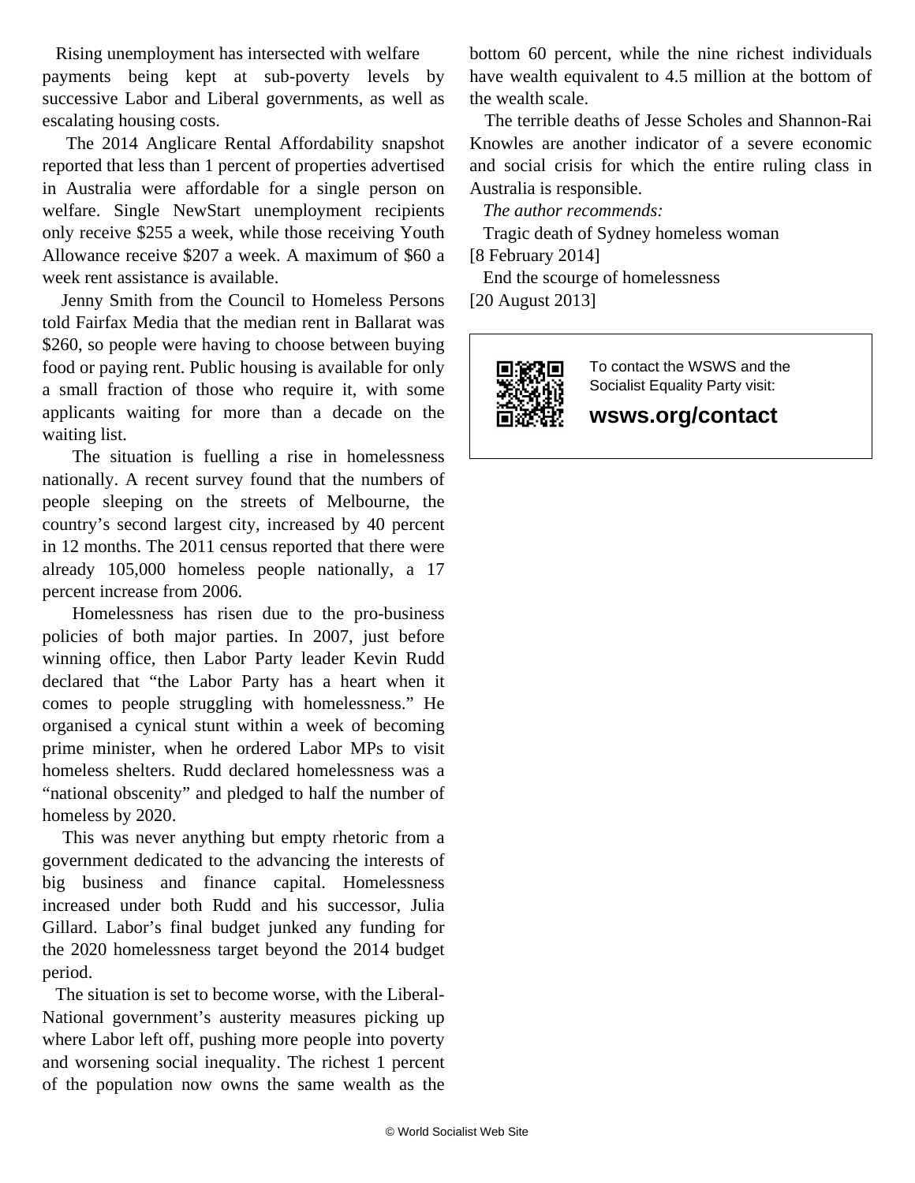Rising unemployment has intersected with welfare payments being kept at sub-poverty levels by successive Labor and Liberal governments, as well as escalating housing costs.

The 2014 Anglicare Rental Affordability snapshot reported that less than 1 percent of properties advertised in Australia were affordable for a single person on welfare. Single NewStart unemployment recipients only receive $255 a week, while those receiving Youth Allowance receive $207 a week. A maximum of $60 a week rent assistance is available.

Jenny Smith from the Council to Homeless Persons told Fairfax Media that the median rent in Ballarat was $260, so people were having to choose between buying food or paying rent. Public housing is available for only a small fraction of those who require it, with some applicants waiting for more than a decade on the waiting list.

The situation is fuelling a rise in homelessness nationally. A recent survey found that the numbers of people sleeping on the streets of Melbourne, the country's second largest city, increased by 40 percent in 12 months. The 2011 census reported that there were already 105,000 homeless people nationally, a 17 percent increase from 2006.

Homelessness has risen due to the pro-business policies of both major parties. In 2007, just before winning office, then Labor Party leader Kevin Rudd declared that "the Labor Party has a heart when it comes to people struggling with homelessness." He organised a cynical stunt within a week of becoming prime minister, when he ordered Labor MPs to visit homeless shelters. Rudd declared homelessness was a "national obscenity" and pledged to half the number of homeless by 2020.

This was never anything but empty rhetoric from a government dedicated to the advancing the interests of big business and finance capital. Homelessness increased under both Rudd and his successor, Julia Gillard. Labor's final budget junked any funding for the 2020 homelessness target beyond the 2014 budget period.

The situation is set to become worse, with the Liberal-National government's austerity measures picking up where Labor left off, pushing more people into poverty and worsening social inequality. The richest 1 percent of the population now owns the same wealth as the bottom 60 percent, while the nine richest individuals have wealth equivalent to 4.5 million at the bottom of the wealth scale.

The terrible deaths of Jesse Scholes and Shannon-Rai Knowles are another indicator of a severe economic and social crisis for which the entire ruling class in Australia is responsible.

*The author recommends:*

Tragic death of Sydney homeless woman
[8 February 2014]

End the scourge of homelessness
[20 August 2013]

To contact the WSWS and the Socialist Equality Party visit:

**wsws.org/contact**